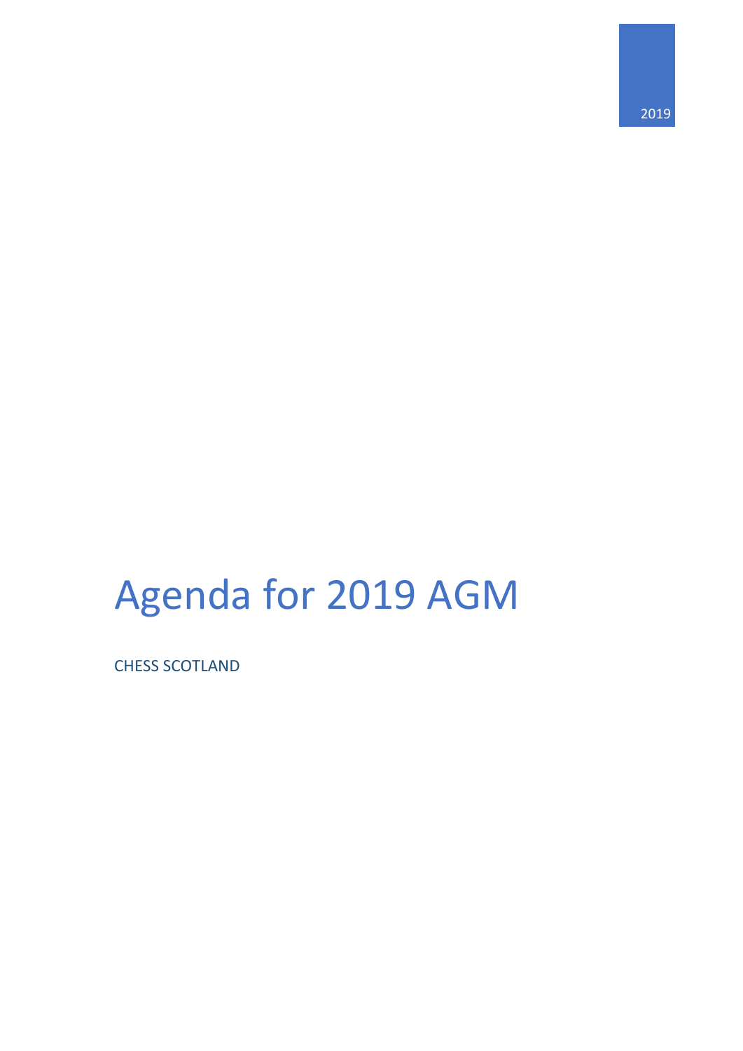2019

# Agenda for 2019 AGM

CHESS SCOTLAND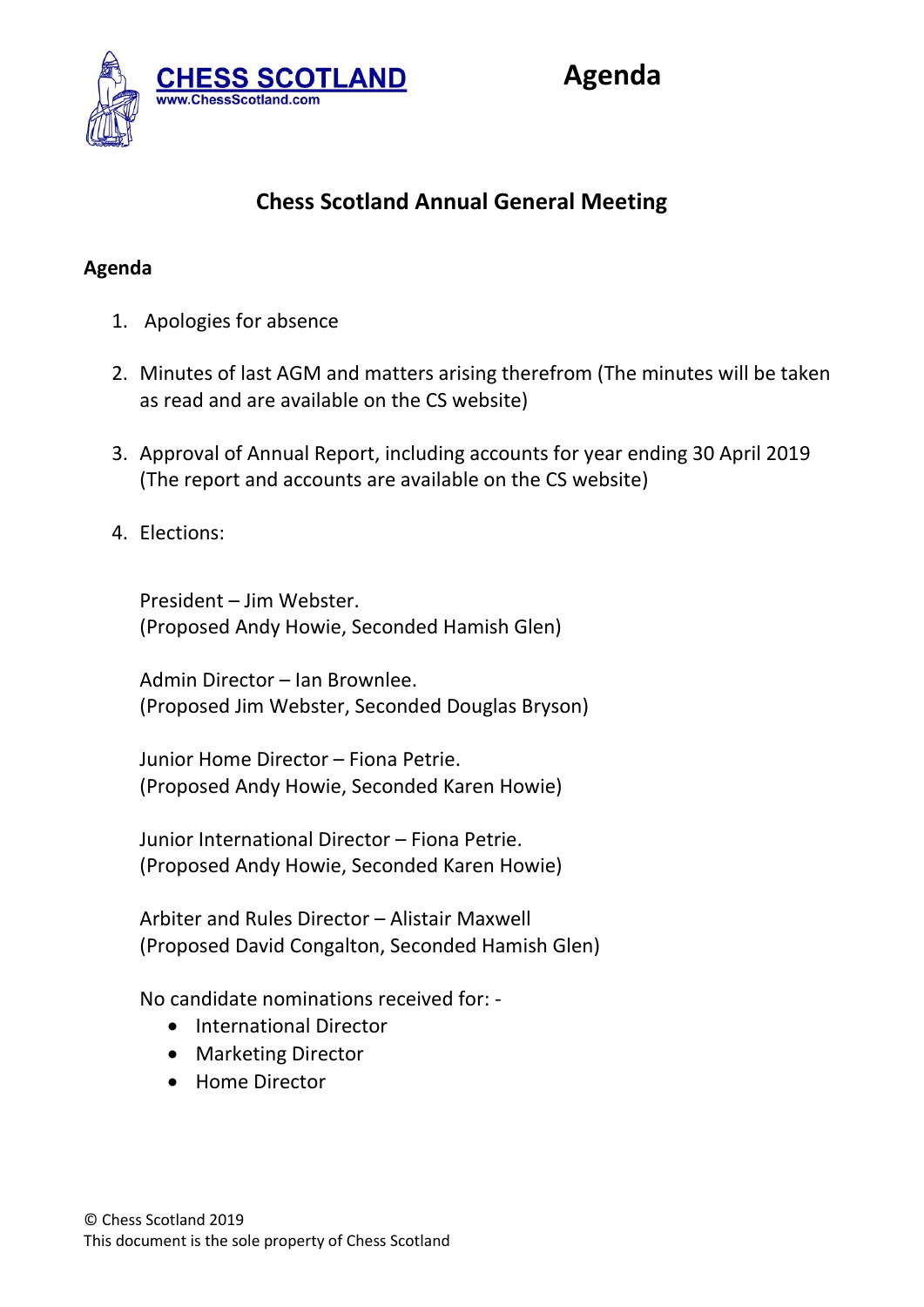**CHESS SCOTLAND**
www.ChessScotland.com

# Agenda

## Chess Scotland Annual General Meeting

**Agenda**

1. Apologies for absence

2. Minutes of last AGM and matters arising therefrom (The minutes will be taken as read and are available on the CS website)

3. Approval of Annual Report, including accounts for year ending 30 April 2019 (The report and accounts are available on the CS website)

4. Elections:

   President – Jim Webster.
   (Proposed Andy Howie, Seconded Hamish Glen)

   Admin Director – Ian Brownlee.
   (Proposed Jim Webster, Seconded Douglas Bryson)

   Junior Home Director – Fiona Petrie.
   (Proposed Andy Howie, Seconded Karen Howie)

   Junior International Director – Fiona Petrie.
   (Proposed Andy Howie, Seconded Karen Howie)

   Arbiter and Rules Director – Alistair Maxwell
   (Proposed David Congalton, Seconded Hamish Glen)

   No candidate nominations received for: -
   - International Director
   - Marketing Director
   - Home Director

© Chess Scotland 2019
This document is the sole property of Chess Scotland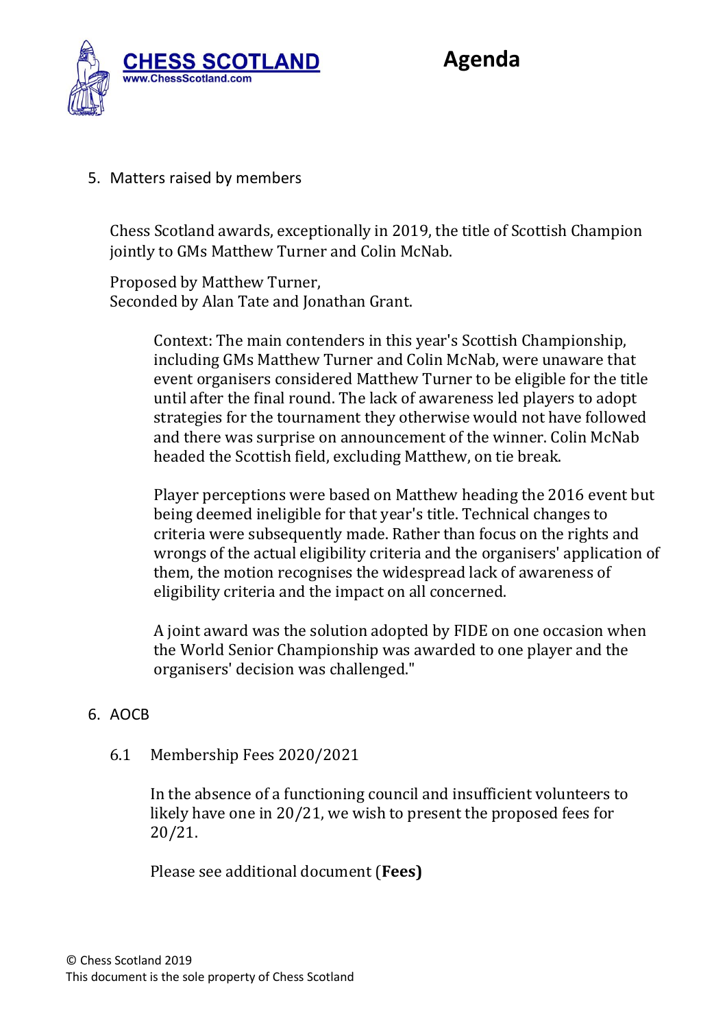# Agenda

5. Matters raised by members

   Chess Scotland awards, exceptionally in 2019, the title of Scottish Champion jointly to GMs Matthew Turner and Colin McNab.

   Proposed by Matthew Turner,
   Seconded by Alan Tate and Jonathan Grant.

   > Context: The main contenders in this year's Scottish Championship, including GMs Matthew Turner and Colin McNab, were unaware that event organisers considered Matthew Turner to be eligible for the title until after the final round. The lack of awareness led players to adopt strategies for the tournament they otherwise would not have followed and there was surprise on announcement of the winner. Colin McNab headed the Scottish field, excluding Matthew, on tie break.
   >
   > Player perceptions were based on Matthew heading the 2016 event but being deemed ineligible for that year's title. Technical changes to criteria were subsequently made. Rather than focus on the rights and wrongs of the actual eligibility criteria and the organisers' application of them, the motion recognises the widespread lack of awareness of eligibility criteria and the impact on all concerned.
   >
   > A joint award was the solution adopted by FIDE on one occasion when the World Senior Championship was awarded to one player and the organisers' decision was challenged."

6. AOCB

   6.1 Membership Fees 2020/2021

   In the absence of a functioning council and insufficient volunteers to likely have one in 20/21, we wish to present the proposed fees for 20/21.

   Please see additional document (**Fees)**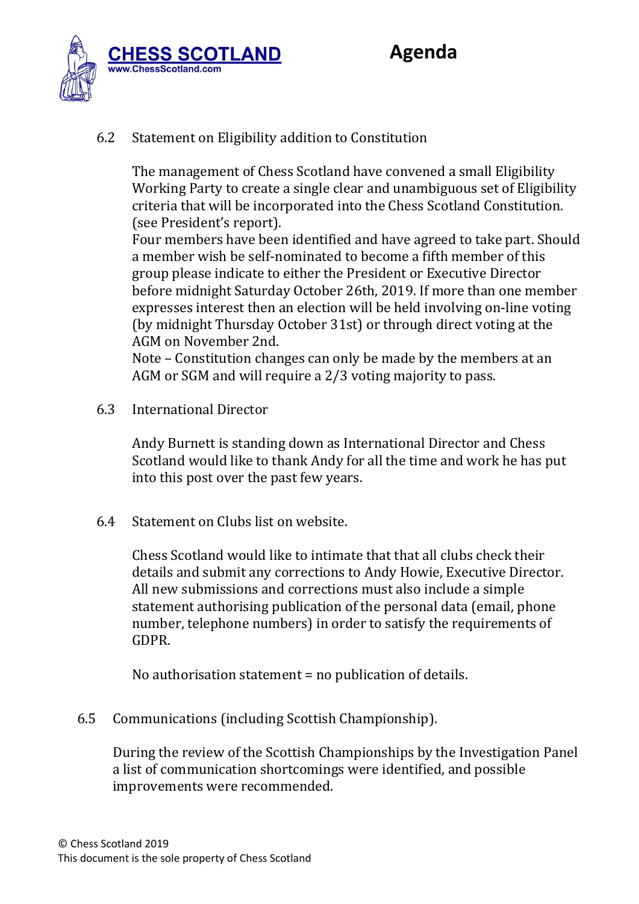## 6.2 Statement on Eligibility addition to Constitution

The management of Chess Scotland have convened a small Eligibility Working Party to create a single clear and unambiguous set of Eligibility criteria that will be incorporated into the Chess Scotland Constitution. (see President's report).
Four members have been identified and have agreed to take part. Should a member wish be self-nominated to become a fifth member of this group please indicate to either the President or Executive Director before midnight Saturday October 26th, 2019. If more than one member expresses interest then an election will be held involving on-line voting (by midnight Thursday October 31st) or through direct voting at the AGM on November 2nd.
Note – Constitution changes can only be made by the members at an AGM or SGM and will require a 2/3 voting majority to pass.

## 6.3 International Director

Andy Burnett is standing down as International Director and Chess Scotland would like to thank Andy for all the time and work he has put into this post over the past few years.

## 6.4 Statement on Clubs list on website.

Chess Scotland would like to intimate that that all clubs check their details and submit any corrections to Andy Howie, Executive Director. All new submissions and corrections must also include a simple statement authorising publication of the personal data (email, phone number, telephone numbers) in order to satisfy the requirements of GDPR.

No authorisation statement = no publication of details.

## 6.5 Communications (including Scottish Championship).

During the review of the Scottish Championships by the Investigation Panel a list of communication shortcomings were identified, and possible improvements were recommended.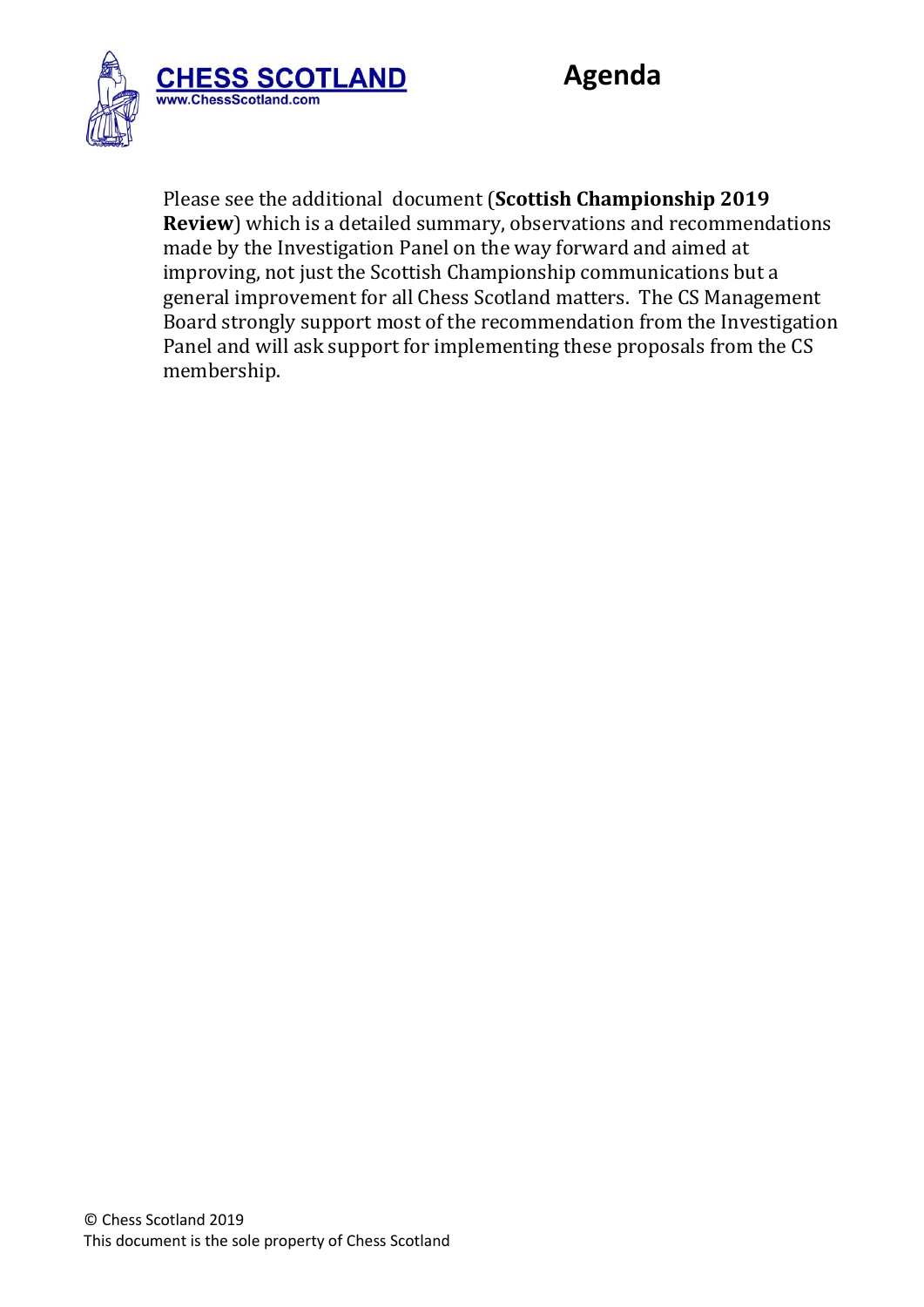# Agenda

Please see the additional document (**Scottish Championship 2019 Review**) which is a detailed summary, observations and recommendations made by the Investigation Panel on the way forward and aimed at improving, not just the Scottish Championship communications but a general improvement for all Chess Scotland matters. The CS Management Board strongly support most of the recommendation from the Investigation Panel and will ask support for implementing these proposals from the CS membership.